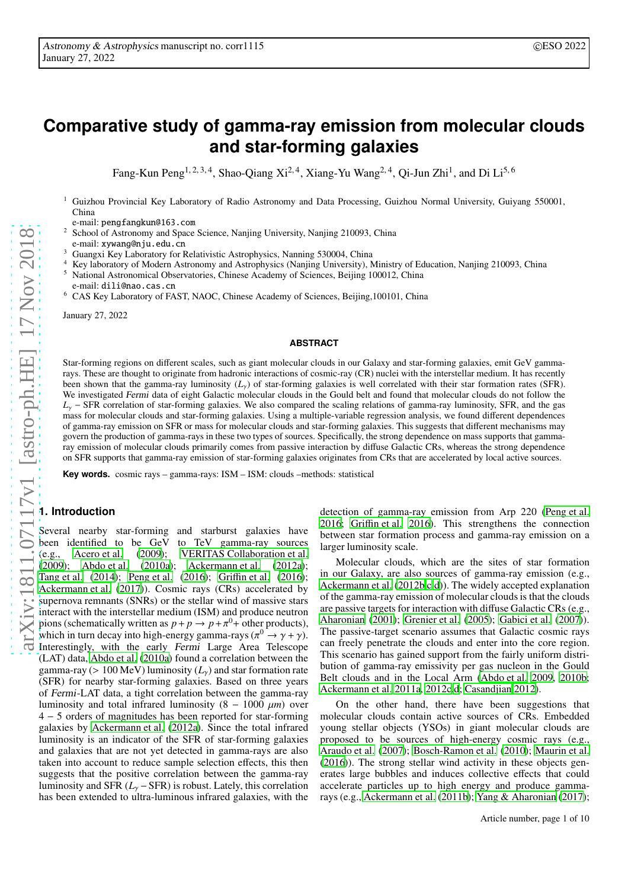# Comparative study of gamma-ray emission from molecular clouds and star-forming galaxies

Fang-Kun Peng[1,2,3,4], Shao-Qiang Xi[2,4], Xiang-Yu Wang[2,4], Qi-Jun Zhi[1], and Di Li[5,6]

[1] Guizhou Provincial Key Laboratory of Radio Astronomy and Data Processing, Guizhou Normal University, Guiyang 550001, China
e-mail: pengfangkun@163.com

[2] School of Astronomy and Space Science, Nanjing University, Nanjing 210093, China
e-mail: xywang@nju.edu.cn

[3] Guangxi Key Laboratory for Relativistic Astrophysics, Nanning 530004, China

[4] Key laboratory of Modern Astronomy and Astrophysics (Nanjing University), Ministry of Education, Nanjing 210093, China

[5] National Astronomical Observatories, Chinese Academy of Sciences, Beijing 100012, China
e-mail: dili@nao.cas.cn

[6] CAS Key Laboratory of FAST, NAOC, Chinese Academy of Sciences, Beijing,100101, China

January 27, 2022

## ABSTRACT

Star-forming regions on different scales, such as giant molecular clouds in our Galaxy and star-forming galaxies, emit GeV gamma-rays. These are thought to originate from hadronic interactions of cosmic-ray (CR) nuclei with the interstellar medium. It has recently been shown that the gamma-ray luminosity ($L_\gamma$) of star-forming galaxies is well correlated with their star formation rates (SFR). We investigated *Fermi* data of eight Galactic molecular clouds in the Gould belt and found that molecular clouds do not follow the $L_\gamma$ − SFR correlation of star-forming galaxies. We also compared the scaling relations of gamma-ray luminosity, SFR, and the gas mass for molecular clouds and star-forming galaxies. Using a multiple-variable regression analysis, we found different dependences of gamma-ray emission on SFR or mass for molecular clouds and star-forming galaxies. This suggests that different mechanisms may govern the production of gamma-rays in these two types of sources. Specifically, the strong dependence on mass supports that gamma-ray emission of molecular clouds primarily comes from passive interaction by diffuse Galactic CRs, whereas the strong dependence on SFR supports that gamma-ray emission of star-forming galaxies originates from CRs that are accelerated by local active sources.

**Key words.** cosmic rays – gamma-rays: ISM – ISM: clouds –methods: statistical

## 1. Introduction

Several nearby star-forming and starburst galaxies have been identified to be GeV to TeV gamma-ray sources (e.g., Acero et al. (2009); VERITAS Collaboration et al. (2009); Abdo et al. (2010a); Ackermann et al. (2012a); Tang et al. (2014); Peng et al. (2016); Griffin et al. (2016); Ackermann et al. (2017)). Cosmic rays (CRs) accelerated by supernova remnants (SNRs) or the stellar wind of massive stars interact with the interstellar medium (ISM) and produce neutron pions (schematically written as $p + p \rightarrow p + \pi^0 +$ other products), which in turn decay into high-energy gamma-rays ($\pi^0 \rightarrow \gamma + \gamma$). Interestingly, with the early *Fermi* Large Area Telescope (LAT) data, Abdo et al. (2010a) found a correlation between the gamma-ray (> 100 MeV) luminosity ($L_\gamma$) and star formation rate (SFR) for nearby star-forming galaxies. Based on three years of *Fermi*-LAT data, a tight correlation between the gamma-ray luminosity and total infrared luminosity (8 − 1000 $\mu m$) over 4 − 5 orders of magnitudes has been reported for star-forming galaxies by Ackermann et al. (2012a). Since the total infrared luminosity is an indicator of the SFR of star-forming galaxies and galaxies that are not yet detected in gamma-rays are also taken into account to reduce sample selection effects, this then suggests that the positive correlation between the gamma-ray luminosity and SFR ($L_\gamma$ − SFR) is robust. Lately, this correlation has been extended to ultra-luminous infrared galaxies, with the detection of gamma-ray emission from Arp 220 (Peng et al. 2016; Griffin et al. 2016). This strengthens the connection between star formation process and gamma-ray emission on a larger luminosity scale.

Molecular clouds, which are the sites of star formation in our Galaxy, are also sources of gamma-ray emission (e.g., Ackermann et al. (2012b,c,d)). The widely accepted explanation of the gamma-ray emission of molecular clouds is that the clouds are passive targets for interaction with diffuse Galactic CRs (e.g., Aharonian (2001); Grenier et al. (2005); Gabici et al. (2007)). The passive-target scenario assumes that Galactic cosmic rays can freely penetrate the clouds and enter into the core region. This scenario has gained support from the fairly uniform distribution of gamma-ray emissivity per gas nucleon in the Gould Belt clouds and in the Local Arm (Abdo et al. 2009, 2010b; Ackermann et al. 2011a, 2012c,d; Casandjian 2012).

On the other hand, there have been suggestions that molecular clouds contain active sources of CRs. Embedded young stellar objects (YSOs) in giant molecular clouds are proposed to be sources of high-energy cosmic rays (e.g., Araudo et al. (2007); Bosch-Ramon et al. (2010); Maurin et al. (2016)). The strong stellar wind activity in these objects generates large bubbles and induces collective effects that could accelerate particles up to high energy and produce gamma-rays (e.g., Ackermann et al. (2011b); Yang & Aharonian (2017);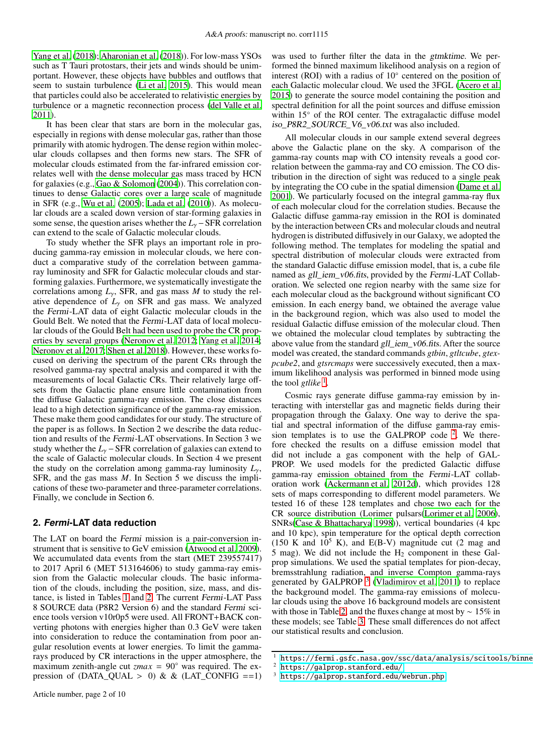Yang et al. (2018); Aharonian et al. (2018)). For low-mass YSOs such as T Tauri protostars, their jets and winds should be unimportant. However, these objects have bubbles and outflows that seem to sustain turbulence (Li et al. 2015). This would mean that particles could also be accelerated to relativistic energies by turbulence or a magnetic reconnection process (del Valle et al. 2011).

It has been clear that stars are born in the molecular gas, especially in regions with dense molecular gas, rather than those primarily with atomic hydrogen. The dense region within molecular clouds collapses and then forms new stars. The SFR of molecular clouds estimated from the far-infrared emission correlates well with the dense molecular gas mass traced by HCN for galaxies (e.g., Gao & Solomon (2004)). This correlation continues to dense Galactic cores over a large scale of magnitude in SFR (e.g., Wu et al. (2005); Lada et al. (2010)). As molecular clouds are a scaled down version of star-forming galaxies in some sense, the question arises whether the $L_\gamma$ – SFR correlation can extend to the scale of Galactic molecular clouds.

To study whether the SFR plays an important role in producing gamma-ray emission in molecular clouds, we here conduct a comparative study of the correlation between gamma-ray luminosity and SFR for Galactic molecular clouds and star-forming galaxies. Furthermore, we systematically investigate the correlations among $L_\gamma$, SFR, and gas mass $M$ to study the relative dependence of $L_\gamma$ on SFR and gas mass. We analyzed the *Fermi*-LAT data of eight Galactic molecular clouds in the Gould Belt. We noted that the *Fermi*-LAT data of local molecular clouds of the Gould Belt had been used to probe the CR properties by several groups (Neronov et al. 2012; Yang et al. 2014; Neronov et al. 2017; Shen et al. 2018). However, these works focused on deriving the spectrum of the parent CRs through the resolved gamma-ray spectral analysis and compared it with the measurements of local Galactic CRs. Their relatively large offsets from the Galactic plane ensure little contamination from the diffuse Galactic gamma-ray emission. The close distances lead to a high detection significance of the gamma-ray emission. These make them good candidates for our study. The structure of the paper is as follows. In Section 2 we describe the data reduction and results of the *Fermi*-LAT observations. In Section 3 we study whether the $L_\gamma$ – SFR correlation of galaxies can extend to the scale of Galactic molecular clouds. In Section 4 we present the study on the correlation among gamma-ray luminosity $L_\gamma$, SFR, and the gas mass $M$. In Section 5 we discuss the implications of these two-parameter and three-parameter correlations. Finally, we conclude in Section 6.

## 2. *Fermi*-LAT data reduction

The LAT on board the *Fermi* mission is a pair-conversion instrument that is sensitive to GeV emission (Atwood et al. 2009). We accumulated data events from the start (MET 239557417) to 2017 April 6 (MET 513164606) to study gamma-ray emission from the Galactic molecular clouds. The basic information of the clouds, including the position, size, mass, and distance, is listed in Tables 1 and 2. The current *Fermi*-LAT Pass 8 SOURCE data (P8R2 Version 6) and the standard *Fermi* science tools version v10r0p5 were used. All FRONT+BACK converting photons with energies higher than 0.3 GeV were taken into consideration to reduce the contamination from poor angular resolution events at lower energies. To limit the gamma-rays produced by CR interactions in the upper atmosphere, the maximum zenith-angle cut $zmax = 90°$ was required. The expression of (DATA_QUAL > 0) & & (LAT_CONFIG ==1) was used to further filter the data in the *gtmktime*. We performed the binned maximum likelihood analysis on a region of interest (ROI) with a radius of 10° centered on the position of each Galactic molecular cloud. We used the 3FGL (Acero et al. 2015) to generate the source model containing the position and spectral definition for all the point sources and diffuse emission within 15° of the ROI center. The extragalactic diffuse model *iso_P8R2_SOURCE_V6_v06.txt* was also included.

All molecular clouds in our sample extend several degrees above the Galactic plane on the sky. A comparison of the gamma-ray counts map with CO intensity reveals a good correlation between the gamma-ray and CO emission. The CO distribution in the direction of sight was reduced to a single peak by integrating the CO cube in the spatial dimension (Dame et al. 2001). We particularly focused on the integral gamma-ray flux of each molecular cloud for the correlation studies. Because the Galactic diffuse gamma-ray emission in the ROI is dominated by the interaction between CRs and molecular clouds and neutral hydrogen is distributed diffusively in our Galaxy, we adopted the following method. The templates for modeling the spatial and spectral distribution of molecular clouds were extracted from the standard Galactic diffuse emission model, that is, a cube file named as *gll_iem_v06.fits*, provided by the *Fermi*-LAT Collaboration. We selected one region nearby with the same size for each molecular cloud as the background without significant CO emission. In each energy band, we obtained the average value in the background region, which was also used to model the residual Galactic diffuse emission of the molecular cloud. Then we obtained the molecular cloud templates by subtracting the above value from the standard *gll_iem_v06.fits*. After the source model was created, the standard commands *gtbin*, *gtltcube*, *gtexpcube2*, and *gtsrcmaps* were successively executed, then a maximum likelihood analysis was performed in binned mode using the tool *gtlike* [1].

Cosmic rays generate diffuse gamma-ray emission by interacting with interstellar gas and magnetic fields during their propagation through the Galaxy. One way to derive the spatial and spectral information of the diffuse gamma-ray emission templates is to use the GALPROP code [2]. We therefore checked the results on a diffuse emission model that did not include a gas component with the help of GALPROP. We used models for the predicted Galactic diffuse gamma-ray emission obtained from the *Fermi*-LAT collaboration work (Ackermann et al. 2012d), which provides 128 sets of maps corresponding to different model parameters. We tested 16 of these 128 templates and chose two each for the CR source distribution (Lorimer pulsars(Lorimer et al. 2006), SNRs(Case & Bhattacharya 1998)), vertical boundaries (4 kpc and 10 kpc), spin temperature for the optical depth correction (150 K and $10^5$ K), and E(B-V) magnitude cut (2 mag and 5 mag). We did not include the $H_2$ component in these Galprop simulations. We used the spatial templates for pion-decay, bremsstrahlung radiation, and inverse Compton gamma-rays generated by GALPROP [3] (Vladimirov et al. 2011) to replace the background model. The gamma-ray emissions of molecular clouds using the above 16 background models are consistent with those in Table 2, and the fluxes change at most by ∼ 15% in these models; see Table 3. These small differences do not affect our statistical results and conclusion.

---

[1] https://fermi.gsfc.nasa.gov/ssc/data/analysis/scitools/binne

[2] https://galprop.stanford.edu/

[3] https://galprop.stanford.edu/webrun.php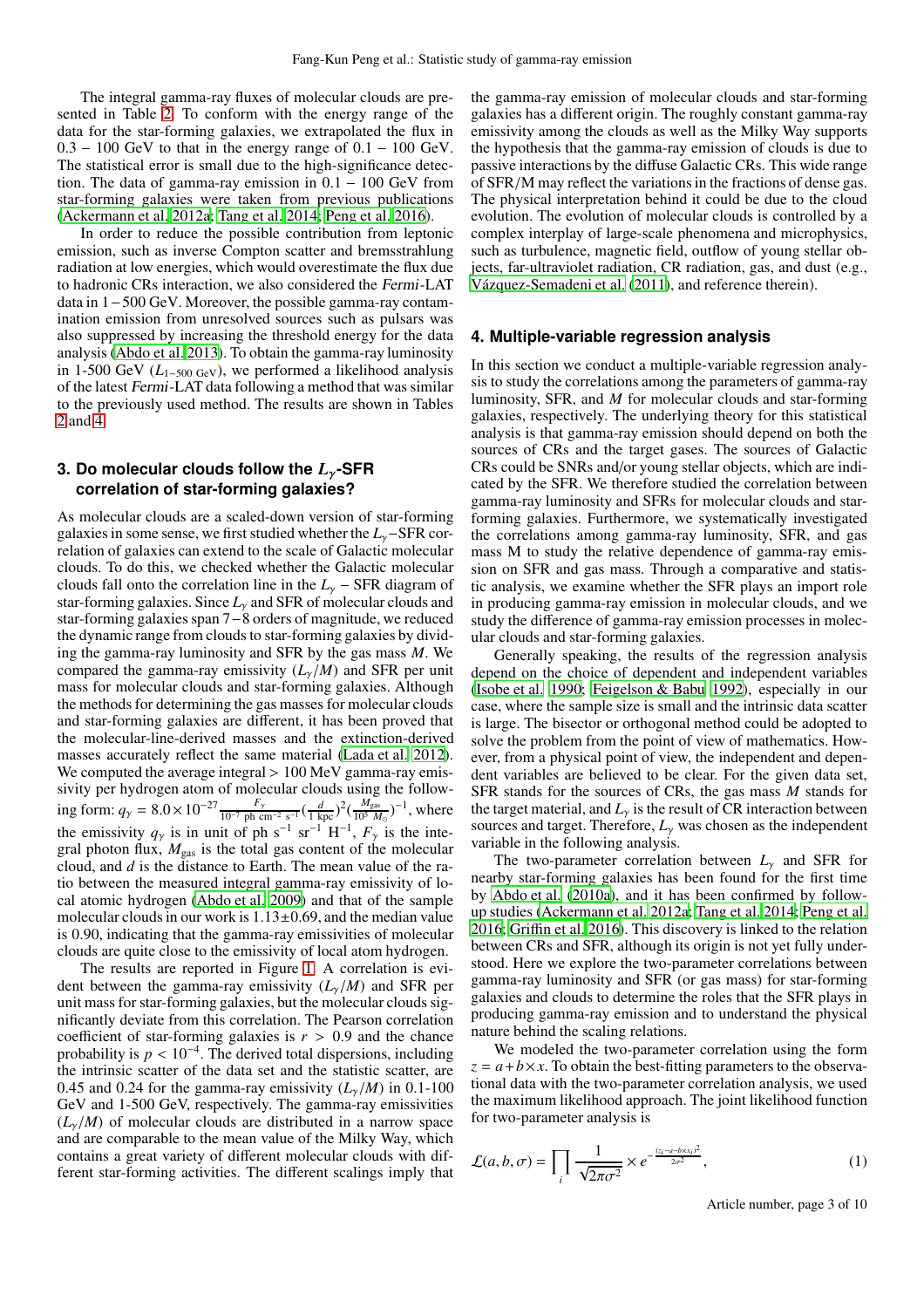The integral gamma-ray fluxes of molecular clouds are presented in Table 2. To conform with the energy range of the data for the star-forming galaxies, we extrapolated the flux in 0.3 – 100 GeV to that in the energy range of 0.1 – 100 GeV. The statistical error is small due to the high-significance detection. The data of gamma-ray emission in 0.1 – 100 GeV from star-forming galaxies were taken from previous publications (Ackermann et al. 2012a; Tang et al. 2014; Peng et al. 2016).

In order to reduce the possible contribution from leptonic emission, such as inverse Compton scatter and bremsstrahlung radiation at low energies, which would overestimate the flux due to hadronic CRs interaction, we also considered the *Fermi*-LAT data in 1 − 500 GeV. Moreover, the possible gamma-ray contamination emission from unresolved sources such as pulsars was also suppressed by increasing the threshold energy for the data analysis (Abdo et al. 2013). To obtain the gamma-ray luminosity in 1-500 GeV ($L_{1-500\ \mathrm{GeV}}$), we performed a likelihood analysis of the latest *Fermi*-LAT data following a method that was similar to the previously used method. The results are shown in Tables 2 and 4.

## 3. Do molecular clouds follow the $L_\gamma$-SFR correlation of star-forming galaxies?

As molecular clouds are a scaled-down version of star-forming galaxies in some sense, we first studied whether the $L_\gamma$−SFR correlation of galaxies can extend to the scale of Galactic molecular clouds. To do this, we checked whether the Galactic molecular clouds fall onto the correlation line in the $L_\gamma$ − SFR diagram of star-forming galaxies. Since $L_\gamma$ and SFR of molecular clouds and star-forming galaxies span 7 − 8 orders of magnitude, we reduced the dynamic range from clouds to star-forming galaxies by dividing the gamma-ray luminosity and SFR by the gas mass $M$. We compared the gamma-ray emissivity ($L_\gamma/M$) and SFR per unit mass for molecular clouds and star-forming galaxies. Although the methods for determining the gas masses for molecular clouds and star-forming galaxies are different, it has been proved that the molecular-line-derived masses and the extinction-derived masses accurately reflect the same material (Lada et al. 2012). We computed the average integral > 100 MeV gamma-ray emissivity per hydrogen atom of molecular clouds using the following form: $q_\gamma = 8.0 \times 10^{-27} \frac{F_\gamma}{10^{-7}\ \mathrm{ph\ cm^{-2}\ s^{-1}}} (\frac{d}{1\ \mathrm{kpc}})^2 (\frac{M_{\mathrm{gas}}}{10^5\ M_\odot})^{-1}$, where the emissivity $q_\gamma$ is in unit of ph $\mathrm{s^{-1}\ sr^{-1}\ H^{-1}}$, $F_\gamma$ is the integral photon flux, $M_{\mathrm{gas}}$ is the total gas content of the molecular cloud, and $d$ is the distance to Earth. The mean value of the ratio between the measured integral gamma-ray emissivity of local atomic hydrogen (Abdo et al. 2009) and that of the sample molecular clouds in our work is 1.13±0.69, and the median value is 0.90, indicating that the gamma-ray emissivities of molecular clouds are quite close to the emissivity of local atom hydrogen.

The results are reported in Figure 1. A correlation is evident between the gamma-ray emissivity ($L_\gamma/M$) and SFR per unit mass for star-forming galaxies, but the molecular clouds significantly deviate from this correlation. The Pearson correlation coefficient of star-forming galaxies is $r > 0.9$ and the chance probability is $p < 10^{-4}$. The derived total dispersions, including the intrinsic scatter of the data set and the statistic scatter, are 0.45 and 0.24 for the gamma-ray emissivity ($L_\gamma/M$) in 0.1-100 GeV and 1-500 GeV, respectively. The gamma-ray emissivities ($L_\gamma/M$) of molecular clouds are distributed in a narrow space and are comparable to the mean value of the Milky Way, which contains a great variety of different molecular clouds with different star-forming activities. The different scalings imply that the gamma-ray emission of molecular clouds and star-forming galaxies has a different origin. The roughly constant gamma-ray emissivity among the clouds as well as the Milky Way supports the hypothesis that the gamma-ray emission of clouds is due to passive interactions by the diffuse Galactic CRs. This wide range of SFR/M may reflect the variations in the fractions of dense gas. The physical interpretation behind it could be due to the cloud evolution. The evolution of molecular clouds is controlled by a complex interplay of large-scale phenomena and microphysics, such as turbulence, magnetic field, outflow of young stellar objects, far-ultraviolet radiation, CR radiation, gas, and dust (e.g., Vázquez-Semadeni et al. (2011), and reference therein).

## 4. Multiple-variable regression analysis

In this section we conduct a multiple-variable regression analysis to study the correlations among the parameters of gamma-ray luminosity, SFR, and $M$ for molecular clouds and star-forming galaxies, respectively. The underlying theory for this statistical analysis is that gamma-ray emission should depend on both the sources of CRs and the target gases. The sources of Galactic CRs could be SNRs and/or young stellar objects, which are indicated by the SFR. We therefore studied the correlation between gamma-ray luminosity and SFRs for molecular clouds and star-forming galaxies. Furthermore, we systematically investigated the correlations among gamma-ray luminosity, SFR, and gas mass M to study the relative dependence of gamma-ray emission on SFR and gas mass. Through a comparative and statistic analysis, we examine whether the SFR plays an import role in producing gamma-ray emission in molecular clouds, and we study the difference of gamma-ray emission processes in molecular clouds and star-forming galaxies.

Generally speaking, the results of the regression analysis depend on the choice of dependent and independent variables (Isobe et al. 1990; Feigelson & Babu 1992), especially in our case, where the sample size is small and the intrinsic data scatter is large. The bisector or orthogonal method could be adopted to solve the problem from the point of view of mathematics. However, from a physical point of view, the independent and dependent variables are believed to be clear. For the given data set, SFR stands for the sources of CRs, the gas mass $M$ stands for the target material, and $L_\gamma$ is the result of CR interaction between sources and target. Therefore, $L_\gamma$ was chosen as the independent variable in the following analysis.

The two-parameter correlation between $L_\gamma$ and SFR for nearby star-forming galaxies has been found for the first time by Abdo et al. (2010a), and it has been confirmed by follow-up studies (Ackermann et al. 2012a; Tang et al. 2014; Peng et al. 2016; Griffin et al. 2016). This discovery is linked to the relation between CRs and SFR, although its origin is not yet fully understood. Here we explore the two-parameter correlations between gamma-ray luminosity and SFR (or gas mass) for star-forming galaxies and clouds to determine the roles that the SFR plays in producing gamma-ray emission and to understand the physical nature behind the scaling relations.

We modeled the two-parameter correlation using the form $z = a + b \times x$. To obtain the best-fitting parameters to the observational data with the two-parameter correlation analysis, we used the maximum likelihood approach. The joint likelihood function for two-parameter analysis is

$$\mathcal{L}(a, b, \sigma) = \prod_i \frac{1}{\sqrt{2\pi\sigma^2}} \times e^{-\frac{(z_i - a - b \times x_i)^2}{2\sigma^2}}, \quad (1)$$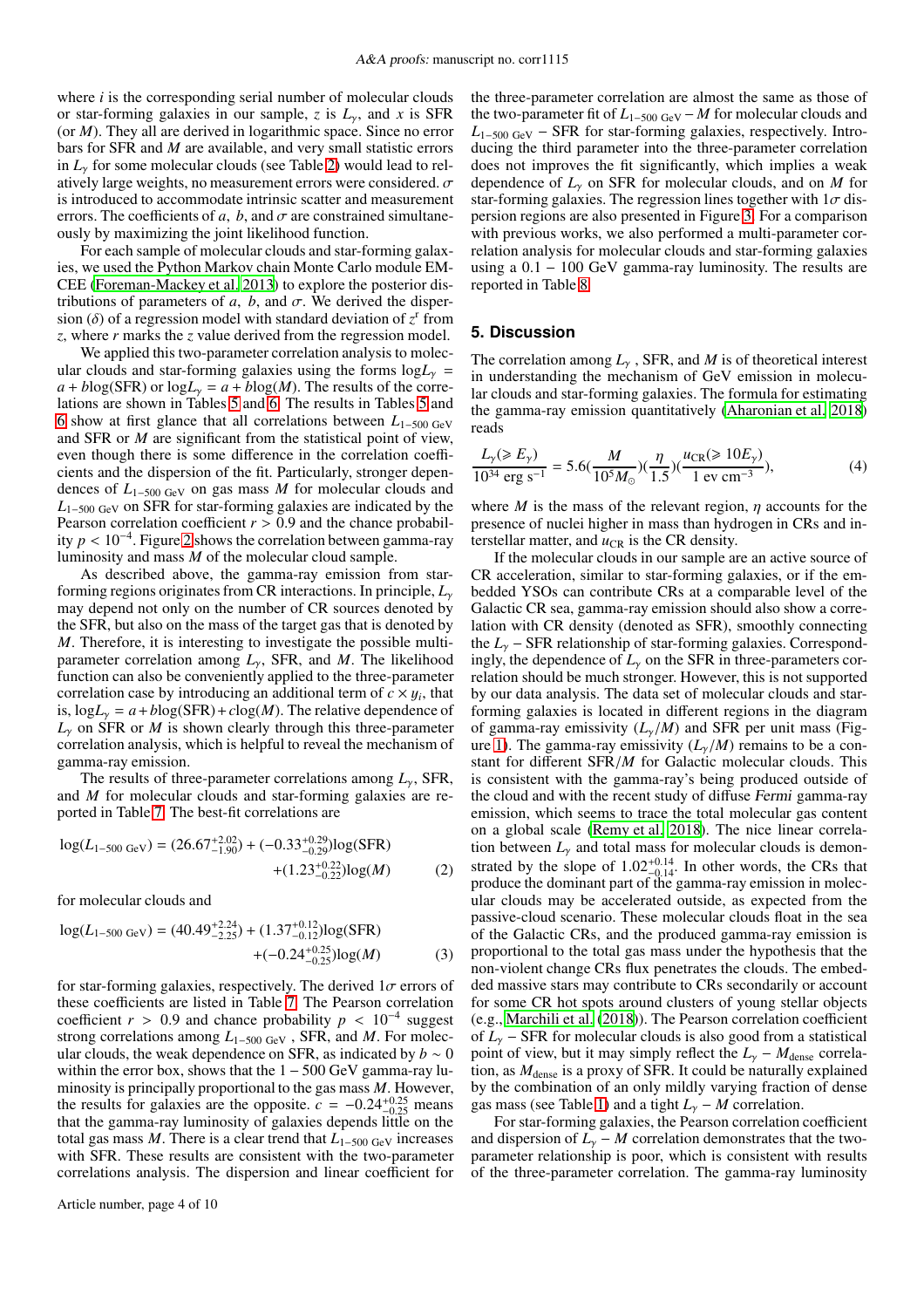where $i$ is the corresponding serial number of molecular clouds or star-forming galaxies in our sample, $z$ is $L_\gamma$, and $x$ is SFR (or $M$). They all are derived in logarithmic space. Since no error bars for SFR and $M$ are available, and very small statistic errors in $L_\gamma$ for some molecular clouds (see Table 2) would lead to relatively large weights, no measurement errors were considered. $\sigma$ is introduced to accommodate intrinsic scatter and measurement errors. The coefficients of $a$, $b$, and $\sigma$ are constrained simultaneously by maximizing the joint likelihood function.

For each sample of molecular clouds and star-forming galaxies, we used the Python Markov chain Monte Carlo module EMCEE (Foreman-Mackey et al. 2013) to explore the posterior distributions of parameters of $a$, $b$, and $\sigma$. We derived the dispersion ($\delta$) of a regression model with standard deviation of $z^r$ from $z$, where $r$ marks the $z$ value derived from the regression model.

We applied this two-parameter correlation analysis to molecular clouds and star-forming galaxies using the forms $\log L_\gamma = a + b\log(\mathrm{SFR})$ or $\log L_\gamma = a + b\log(M)$. The results of the correlations are shown in Tables 5 and 6. The results in Tables 5 and 6 show at first glance that all correlations between $L_{1-500\ \mathrm{GeV}}$ and SFR or $M$ are significant from the statistical point of view, even though there is some difference in the correlation coefficients and the dispersion of the fit. Particularly, stronger dependences of $L_{1-500\ \mathrm{GeV}}$ on gas mass $M$ for molecular clouds and $L_{1-500\ \mathrm{GeV}}$ on SFR for star-forming galaxies are indicated by the Pearson correlation coefficient $r > 0.9$ and the chance probability $p < 10^{-4}$. Figure 2 shows the correlation between gamma-ray luminosity and mass $M$ of the molecular cloud sample.

As described above, the gamma-ray emission from star-forming regions originates from CR interactions. In principle, $L_\gamma$ may depend not only on the number of CR sources denoted by the SFR, but also on the mass of the target gas that is denoted by $M$. Therefore, it is interesting to investigate the possible multi-parameter correlation among $L_\gamma$, SFR, and $M$. The likelihood function can also be conveniently applied to the three-parameter correlation case by introducing an additional term of $c \times y_i$, that is, $\log L_\gamma = a + b\log(\mathrm{SFR}) + c\log(M)$. The relative dependence of $L_\gamma$ on SFR or $M$ is shown clearly through this three-parameter correlation analysis, which is helpful to reveal the mechanism of gamma-ray emission.

The results of three-parameter correlations among $L_\gamma$, SFR, and $M$ for molecular clouds and star-forming galaxies are reported in Table 7. The best-fit correlations are

$$\log(L_{1-500\ \mathrm{GeV}}) = (26.67^{+2.02}_{-1.90}) + (-0.33^{+0.29}_{-0.29})\log(\mathrm{SFR}) + (1.23^{+0.22}_{-0.22})\log(M) \quad (2)$$

for molecular clouds and

$$\log(L_{1-500\ \mathrm{GeV}}) = (40.49^{+2.24}_{-2.25}) + (1.37^{+0.12}_{-0.12})\log(\mathrm{SFR}) + (-0.24^{+0.25}_{-0.25})\log(M) \quad (3)$$

for star-forming galaxies, respectively. The derived $1\sigma$ errors of these coefficients are listed in Table 7. The Pearson correlation coefficient $r > 0.9$ and chance probability $p < 10^{-4}$ suggest strong correlations among $L_{1-500\ \mathrm{GeV}}$, SFR, and $M$. For molecular clouds, the weak dependence on SFR, as indicated by $b \sim 0$ within the error box, shows that the $1-500$ GeV gamma-ray luminosity is principally proportional to the gas mass $M$. However, the results for galaxies are the opposite. $c = -0.24^{+0.25}_{-0.25}$ means that the gamma-ray luminosity of galaxies depends little on the total gas mass $M$. There is a clear trend that $L_{1-500\ \mathrm{GeV}}$ increases with SFR. These results are consistent with the two-parameter correlations analysis. The dispersion and linear coefficient for the three-parameter correlation are almost the same as those of the two-parameter fit of $L_{1-500\ \mathrm{GeV}} - M$ for molecular clouds and $L_{1-500\ \mathrm{GeV}}$ − SFR for star-forming galaxies, respectively. Introducing the third parameter into the three-parameter correlation does not improves the fit significantly, which implies a weak dependence of $L_\gamma$ on SFR for molecular clouds, and on $M$ for star-forming galaxies. The regression lines together with $1\sigma$ dispersion regions are also presented in Figure 3. For a comparison with previous works, we also performed a multi-parameter correlation analysis for molecular clouds and star-forming galaxies using a $0.1-100$ GeV gamma-ray luminosity. The results are reported in Table 8.

## 5. Discussion

The correlation among $L_\gamma$ , SFR, and $M$ is of theoretical interest in understanding the mechanism of GeV emission in molecular clouds and star-forming galaxies. The formula for estimating the gamma-ray emission quantitatively (Aharonian et al. 2018) reads

$$\frac{L_\gamma(\geqslant E_\gamma)}{10^{34}\ \mathrm{erg\ s^{-1}}} = 5.6\left(\frac{M}{10^5 M_\odot}\right)\left(\frac{\eta}{1.5}\right)\left(\frac{u_{\mathrm{CR}}(\geqslant 10E_\gamma)}{1\ \mathrm{ev\ cm^{-3}}}\right), \quad (4)$$

where $M$ is the mass of the relevant region, $\eta$ accounts for the presence of nuclei higher in mass than hydrogen in CRs and interstellar matter, and $u_{\mathrm{CR}}$ is the CR density.

If the molecular clouds in our sample are an active source of CR acceleration, similar to star-forming galaxies, or if the embedded YSOs can contribute CRs at a comparable level of the Galactic CR sea, gamma-ray emission should also show a correlation with CR density (denoted as SFR), smoothly connecting the $L_\gamma$ − SFR relationship of star-forming galaxies. Correspondingly, the dependence of $L_\gamma$ on the SFR in three-parameters correlation should be much stronger. However, this is not supported by our data analysis. The data set of molecular clouds and star-forming galaxies is located in different regions in the diagram of gamma-ray emissivity ($L_\gamma/M$) and SFR per unit mass (Figure 1). The gamma-ray emissivity ($L_\gamma/M$) remains to be a constant for different SFR/$M$ for Galactic molecular clouds. This is consistent with the gamma-ray's being produced outside of the cloud and with the recent study of diffuse *Fermi* gamma-ray emission, which seems to trace the total molecular gas content on a global scale (Remy et al. 2018). The nice linear correlation between $L_\gamma$ and total mass for molecular clouds is demonstrated by the slope of $1.02^{+0.14}_{-0.14}$. In other words, the CRs that produce the dominant part of the gamma-ray emission in molecular clouds may be accelerated outside, as expected from the passive-cloud scenario. These molecular clouds float in the sea of the Galactic CRs, and the produced gamma-ray emission is proportional to the total gas mass under the hypothesis that the non-violent change CRs flux penetrates the clouds. The embedded massive stars may contribute to CRs secondarily or account for some CR hot spots around clusters of young stellar objects (e.g., Marchili et al. (2018)). The Pearson correlation coefficient of $L_\gamma$ − SFR for molecular clouds is also good from a statistical point of view, but it may simply reflect the $L_\gamma - M_{\mathrm{dense}}$ correlation, as $M_{\mathrm{dense}}$ is a proxy of SFR. It could be naturally explained by the combination of an only mildly varying fraction of dense gas mass (see Table 1) and a tight $L_\gamma - M$ correlation.

For star-forming galaxies, the Pearson correlation coefficient and dispersion of $L_\gamma - M$ correlation demonstrates that the two-parameter relationship is poor, which is consistent with results of the three-parameter correlation. The gamma-ray luminosity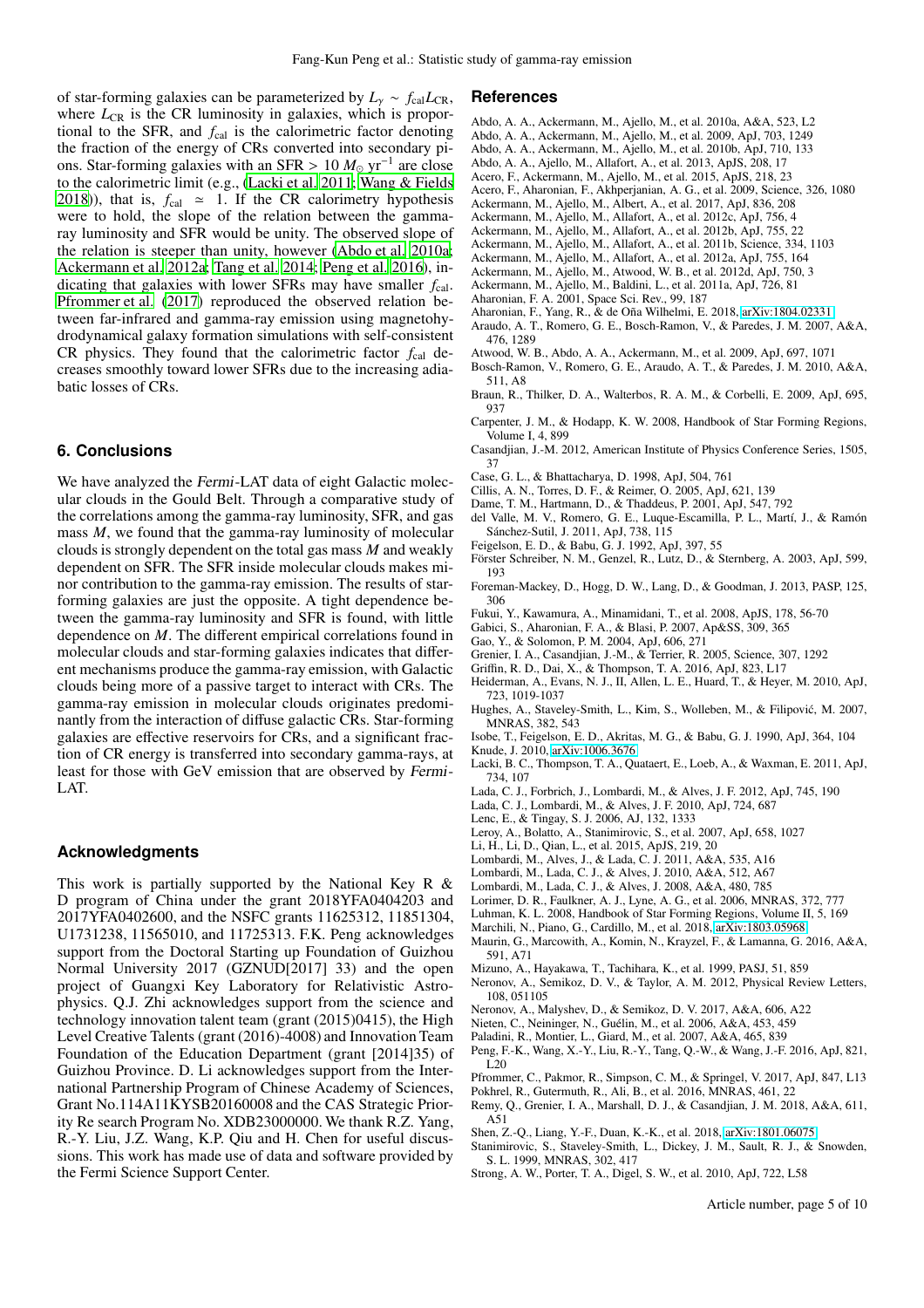of star-forming galaxies can be parameterized by $L_\gamma \sim f_{\rm cal} L_{\rm CR}$, where $L_{\rm CR}$ is the CR luminosity in galaxies, which is proportional to the SFR, and $f_{\rm cal}$ is the calorimetric factor denoting the fraction of the energy of CRs converted into secondary pions. Star-forming galaxies with an SFR > 10 $M_\odot$ yr$^{-1}$ are close to the calorimetric limit (e.g., (Lacki et al. 2011; Wang & Fields 2018)), that is, $f_{\rm cal} \simeq 1$. If the CR calorimetry hypothesis were to hold, the slope of the relation between the gamma-ray luminosity and SFR would be unity. The observed slope of the relation is steeper than unity, however (Abdo et al. 2010a; Ackermann et al. 2012a; Tang et al. 2014; Peng et al. 2016), indicating that galaxies with lower SFRs may have smaller $f_{\rm cal}$. Pfrommer et al. (2017) reproduced the observed relation between far-infrared and gamma-ray emission using magnetohydrodynamical galaxy formation simulations with self-consistent CR physics. They found that the calorimetric factor $f_{\rm cal}$ decreases smoothly toward lower SFRs due to the increasing adiabatic losses of CRs.

## 6. Conclusions

We have analyzed the *Fermi*-LAT data of eight Galactic molecular clouds in the Gould Belt. Through a comparative study of the correlations among the gamma-ray luminosity, SFR, and gas mass $M$, we found that the gamma-ray luminosity of molecular clouds is strongly dependent on the total gas mass $M$ and weakly dependent on SFR. The SFR inside molecular clouds makes minor contribution to the gamma-ray emission. The results of star-forming galaxies are just the opposite. A tight dependence between the gamma-ray luminosity and SFR is found, with little dependence on $M$. The different empirical correlations found in molecular clouds and star-forming galaxies indicates that different mechanisms produce the gamma-ray emission, with Galactic clouds being more of a passive target to interact with CRs. The gamma-ray emission in molecular clouds originates predominantly from the interaction of diffuse galactic CRs. Star-forming galaxies are effective reservoirs for CRs, and a significant fraction of CR energy is transferred into secondary gamma-rays, at least for those with GeV emission that are observed by *Fermi*-LAT.

## Acknowledgments

This work is partially supported by the National Key R & D program of China under the grant 2018YFA0404203 and 2017YFA0402600, and the NSFC grants 11625312, 11851304, U1731238, 11565010, and 11725313. F.K. Peng acknowledges support from the Doctoral Starting up Foundation of Guizhou Normal University 2017 (GZNUD[2017] 33) and the open project of Guangxi Key Laboratory for Relativistic Astrophysics. Q.J. Zhi acknowledges support from the science and technology innovation talent team (grant (2015)0415), the High Level Creative Talents (grant (2016)-4008) and Innovation Team Foundation of the Education Department (grant [2014]35) of Guizhou Province. D. Li acknowledges support from the International Partnership Program of Chinese Academy of Sciences, Grant No.114A11KYSB20160008 and the CAS Strategic Priority Re search Program No. XDB23000000. We thank R.Z. Yang, R.-Y. Liu, J.Z. Wang, K.P. Qiu and H. Chen for useful discussions. This work has made use of data and software provided by the Fermi Science Support Center.

## References

Abdo, A. A., Ackermann, M., Ajello, M., et al. 2010a, A&A, 523, L2
Abdo, A. A., Ackermann, M., Ajello, M., et al. 2009, ApJ, 703, 1249
Abdo, A. A., Ackermann, M., Ajello, M., et al. 2010b, ApJ, 710, 133
Abdo, A. A., Ajello, M., Allafort, A., et al. 2013, ApJS, 208, 17
Acero, F., Ackermann, M., Ajello, M., et al. 2015, ApJS, 218, 23
Acero, F., Aharonian, F., Akhperjanian, A. G., et al. 2009, Science, 326, 1080
Ackermann, M., Ajello, M., Albert, A., et al. 2017, ApJ, 836, 208
Ackermann, M., Ajello, M., Allafort, A., et al. 2012c, ApJ, 756, 4
Ackermann, M., Ajello, M., Allafort, A., et al. 2012b, ApJ, 755, 22
Ackermann, M., Ajello, M., Allafort, A., et al. 2011b, Science, 334, 1103
Ackermann, M., Ajello, M., Allafort, A., et al. 2012a, ApJ, 755, 164
Ackermann, M., Ajello, M., Atwood, W. B., et al. 2012d, ApJ, 750, 3
Ackermann, M., Ajello, M., Baldini, L., et al. 2011a, ApJ, 726, 81
Aharonian, F. A. 2001, Space Sci. Rev., 99, 187
Aharonian, F., Yang, R., & de Oña Wilhelmi, E. 2018, arXiv:1804.02331
Araudo, A. T., Romero, G. E., Bosch-Ramon, V., & Paredes, J. M. 2007, A&A, 476, 1289
Atwood, W. B., Abdo, A. A., Ackermann, M., et al. 2009, ApJ, 697, 1071
Bosch-Ramon, V., Romero, G. E., Araudo, A. T., & Paredes, J. M. 2010, A&A, 511, A8
Braun, R., Thilker, D. A., Walterbos, R. A. M., & Corbelli, E. 2009, ApJ, 695, 937
Carpenter, J. M., & Hodapp, K. W. 2008, Handbook of Star Forming Regions, Volume I, 4, 899
Casandjian, J.-M. 2012, American Institute of Physics Conference Series, 1505, 37
Case, G. L., & Bhattacharya, D. 1998, ApJ, 504, 761
Cillis, A. N., Torres, D. F., & Reimer, O. 2005, ApJ, 621, 139
Dame, T. M., Hartmann, D., & Thaddeus, P. 2001, ApJ, 547, 792
del Valle, M. V., Romero, G. E., Luque-Escamilla, P. L., Martí, J., & Ramón Sánchez-Sutil, J. 2011, ApJ, 738, 115
Feigelson, E. D., & Babu, G. J. 1992, ApJ, 397, 55
Förster Schreiber, N. M., Genzel, R., Lutz, D., & Sternberg, A. 2003, ApJ, 599, 193
Foreman-Mackey, D., Hogg, D. W., Lang, D., & Goodman, J. 2013, PASP, 125, 306
Fukui, Y., Kawamura, A., Minamidani, T., et al. 2008, ApJS, 178, 56-70
Gabici, S., Aharonian, F. A., & Blasi, P. 2007, Ap&SS, 309, 365
Gao, Y., & Solomon, P. M. 2004, ApJ, 606, 271
Grenier, I. A., Casandjian, J.-M., & Terrier, R. 2005, Science, 307, 1292
Griffin, R. D., Dai, X., & Thompson, T. A. 2016, ApJ, 823, L17
Heiderman, A., Evans, N. J., II, Allen, L. E., Huard, T., & Heyer, M. 2010, ApJ, 723, 1019-1037
Hughes, A., Staveley-Smith, L., Kim, S., Wolleben, M., & Filipović, M. 2007, MNRAS, 382, 543
Isobe, T., Feigelson, E. D., Akritas, M. G., & Babu, G. J. 1990, ApJ, 364, 104
Knude, J. 2010, arXiv:1006.3676
Lacki, B. C., Thompson, T. A., Quataert, E., Loeb, A., & Waxman, E. 2011, ApJ, 734, 107
Lada, C. J., Forbrich, J., Lombardi, M., & Alves, J. F. 2012, ApJ, 745, 190
Lada, C. J., Lombardi, M., & Alves, J. F. 2010, ApJ, 724, 687
Lenc, E., & Tingay, S. J. 2006, AJ, 132, 1333
Leroy, A., Bolatto, A., Stanimirovic, S., et al. 2007, ApJ, 658, 1027
Li, H., Li, D., Qian, L., et al. 2015, ApJS, 219, 20
Lombardi, M., Alves, J., & Lada, C. J. 2011, A&A, 535, A16
Lombardi, M., Lada, C. J., & Alves, J. 2010, A&A, 512, A67
Lombardi, M., Lada, C. J., & Alves, J. 2008, A&A, 480, 785
Lorimer, D. R., Faulkner, A. J., Lyne, A. G., et al. 2006, MNRAS, 372, 777
Luhman, K. L. 2008, Handbook of Star Forming Regions, Volume II, 5, 169
Marchili, N., Piano, G., Cardillo, M., et al. 2018, arXiv:1803.05968
Maurin, G., Marcowith, A., Komin, N., Krayzel, F., & Lamanna, G. 2016, A&A, 591, A71
Mizuno, A., Hayakawa, T., Tachihara, K., et al. 1999, PASJ, 51, 859
Neronov, A., Semikoz, D. V., & Taylor, A. M. 2012, Physical Review Letters, 108, 051105
Neronov, A., Malyshev, D., & Semikoz, D. V. 2017, A&A, 606, A22
Nieten, C., Neininger, N., Guélin, M., et al. 2006, A&A, 453, 459
Paladini, R., Montier, L., Giard, M., et al. 2007, A&A, 465, 839
Peng, F.-K., Wang, X.-Y., Liu, R.-Y., Tang, Q.-W., & Wang, J.-F. 2016, ApJ, 821, L20
Pfrommer, C., Pakmor, R., Simpson, C. M., & Springel, V. 2017, ApJ, 847, L13
Pokhrel, R., Gutermuth, R., Ali, B., et al. 2016, MNRAS, 461, 22
Remy, Q., Grenier, I. A., Marshall, D. J., & Casandjian, J. M. 2018, A&A, 611, A51
Shen, Z.-Q., Liang, Y.-F., Duan, K.-K., et al. 2018, arXiv:1801.06075
Stanimirovic, S., Staveley-Smith, L., Dickey, J. M., Sault, R. J., & Snowden, S. L. 1999, MNRAS, 302, 417
Strong, A. W., Porter, T. A., Digel, S. W., et al. 2010, ApJ, 722, L58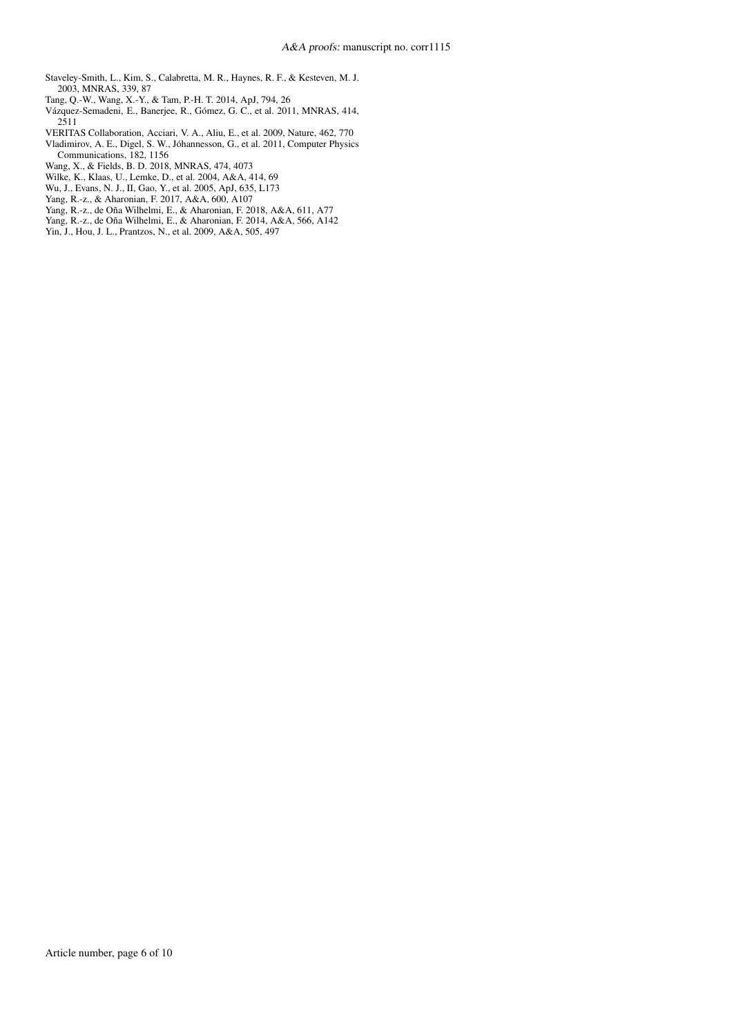Staveley-Smith, L., Kim, S., Calabretta, M. R., Haynes, R. F., & Kesteven, M. J. 2003, MNRAS, 339, 87

Tang, Q.-W., Wang, X.-Y., & Tam, P.-H. T. 2014, ApJ, 794, 26

Vázquez-Semadeni, E., Banerjee, R., Gómez, G. C., et al. 2011, MNRAS, 414, 2511

VERITAS Collaboration, Acciari, V. A., Aliu, E., et al. 2009, Nature, 462, 770

Vladimirov, A. E., Digel, S. W., Jóhannesson, G., et al. 2011, Computer Physics Communications, 182, 1156

Wang, X., & Fields, B. D. 2018, MNRAS, 474, 4073

Wilke, K., Klaas, U., Lemke, D., et al. 2004, A&A, 414, 69

Wu, J., Evans, N. J., II, Gao, Y., et al. 2005, ApJ, 635, L173

Yang, R.-z., & Aharonian, F. 2017, A&A, 600, A107

Yang, R.-z., de Oña Wilhelmi, E., & Aharonian, F. 2018, A&A, 611, A77

Yang, R.-z., de Oña Wilhelmi, E., & Aharonian, F. 2014, A&A, 566, A142

Yin, J., Hou, J. L., Prantzos, N., et al. 2009, A&A, 505, 497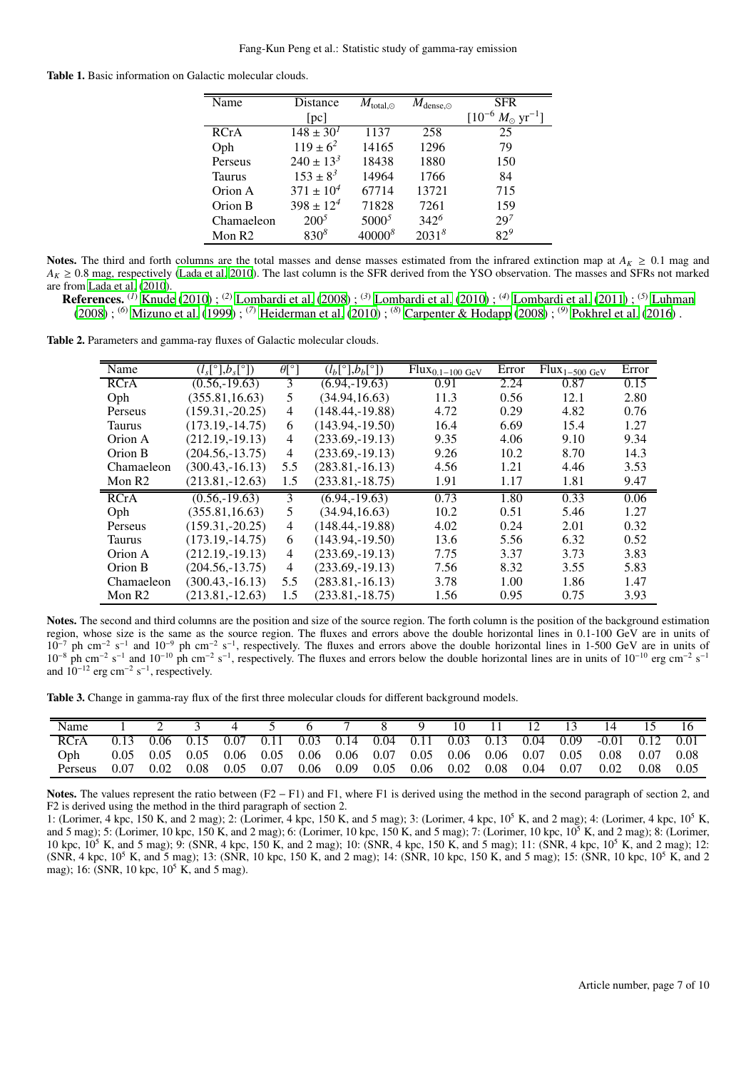**Table 1.** Basic information on Galactic molecular clouds.

| Name | Distance [pc] | $M_{\mathrm{total},\odot}$ | $M_{\mathrm{dense},\odot}$ | SFR [$10^{-6}\ M_\odot\ \mathrm{yr}^{-1}$] |
|---|---|---|---|---|
| RCrA | $148 \pm 30$[1] | 1137 | 258 | 25 |
| Oph | $119 \pm 6$[2] | 14165 | 1296 | 79 |
| Perseus | $240 \pm 13$[3] | 18438 | 1880 | 150 |
| Taurus | $153 \pm 8$[3] | 14964 | 1766 | 84 |
| Orion A | $371 \pm 10$[4] | 67714 | 13721 | 715 |
| Orion B | $398 \pm 12$[4] | 71828 | 7261 | 159 |
| Chamaeleon | 200[5] | 5000[5] | 342[6] | 29[7] |
| Mon R2 | 830[8] | 40000[8] | 2031[8] | 82[9] |

**Notes.** The third and forth columns are the total masses and dense masses estimated from the infrared extinction map at $A_K \geq 0.1$ mag and $A_K \geq 0.8$ mag, respectively (Lada et al. 2010). The last column is the SFR derived from the YSO observation. The masses and SFRs not marked are from Lada et al. (2010).

**References.** [1] Knude (2010) ; [2] Lombardi et al. (2008) ; [3] Lombardi et al. (2010) ; [4] Lombardi et al. (2011) ; [5] Luhman (2008) ; [6] Mizuno et al. (1999) ; [7] Heiderman et al. (2010) ; [8] Carpenter & Hodapp (2008) ; [9] Pokhrel et al. (2016) .

**Table 2.** Parameters and gamma-ray fluxes of Galactic molecular clouds.

| Name | ($l_s$[°],$b_s$[°]) | $\theta$[°] | ($l_b$[°],$b_b$[°]) | $\mathrm{Flux}_{0.1-100\ \mathrm{GeV}}$ | Error | $\mathrm{Flux}_{1-500\ \mathrm{GeV}}$ | Error |
|---|---|---|---|---|---|---|---|
| RCrA | (0.56,-19.63) | 3 | (6.94,-19.63) | 0.91 | 2.24 | 0.87 | 0.15 |
| Oph | (355.81,16.63) | 5 | (34.94,16.63) | 11.3 | 0.56 | 12.1 | 2.80 |
| Perseus | (159.31,-20.25) | 4 | (148.44,-19.88) | 4.72 | 0.29 | 4.82 | 0.76 |
| Taurus | (173.19,-14.75) | 6 | (143.94,-19.50) | 16.4 | 6.69 | 15.4 | 1.27 |
| Orion A | (212.19,-19.13) | 4 | (233.69,-19.13) | 9.35 | 4.06 | 9.10 | 9.34 |
| Orion B | (204.56,-13.75) | 4 | (233.69,-19.13) | 9.26 | 10.2 | 8.70 | 14.3 |
| Chamaeleon | (300.43,-16.13) | 5.5 | (283.81,-16.13) | 4.56 | 1.21 | 4.46 | 3.53 |
| Mon R2 | (213.81,-12.63) | 1.5 | (233.81,-18.75) | 1.91 | 1.17 | 1.81 | 9.47 |
| RCrA | (0.56,-19.63) | 3 | (6.94,-19.63) | 0.73 | 1.80 | 0.33 | 0.06 |
| Oph | (355.81,16.63) | 5 | (34.94,16.63) | 10.2 | 0.51 | 5.46 | 1.27 |
| Perseus | (159.31,-20.25) | 4 | (148.44,-19.88) | 4.02 | 0.24 | 2.01 | 0.32 |
| Taurus | (173.19,-14.75) | 6 | (143.94,-19.50) | 13.6 | 5.56 | 6.32 | 0.52 |
| Orion A | (212.19,-19.13) | 4 | (233.69,-19.13) | 7.75 | 3.37 | 3.73 | 3.83 |
| Orion B | (204.56,-13.75) | 4 | (233.69,-19.13) | 7.56 | 8.32 | 3.55 | 5.83 |
| Chamaeleon | (300.43,-16.13) | 5.5 | (283.81,-16.13) | 3.78 | 1.00 | 1.86 | 1.47 |
| Mon R2 | (213.81,-12.63) | 1.5 | (233.81,-18.75) | 1.56 | 0.95 | 0.75 | 3.93 |

**Notes.** The second and third columns are the position and size of the source region. The forth column is the position of the background estimation region, whose size is the same as the source region. The fluxes and errors above the double horizontal lines in 0.1-100 GeV are in units of $10^{-7}$ ph cm$^{-2}$ s$^{-1}$ and $10^{-9}$ ph cm$^{-2}$ s$^{-1}$, respectively. The fluxes and errors above the double horizontal lines in 1-500 GeV are in units of $10^{-8}$ ph cm$^{-2}$ s$^{-1}$ and $10^{-10}$ ph cm$^{-2}$ s$^{-1}$, respectively. The fluxes and errors below the double horizontal lines are in units of $10^{-10}$ erg cm$^{-2}$ s$^{-1}$ and $10^{-12}$ erg cm$^{-2}$ s$^{-1}$, respectively.

**Table 3.** Change in gamma-ray flux of the first three molecular clouds for different background models.

| Name | 1 | 2 | 3 | 4 | 5 | 6 | 7 | 8 | 9 | 10 | 11 | 12 | 13 | 14 | 15 | 16 |
|---|---|---|---|---|---|---|---|---|---|---|---|---|---|---|---|---|
| RCrA | 0.13 | 0.06 | 0.15 | 0.07 | 0.11 | 0.03 | 0.14 | 0.04 | 0.11 | 0.03 | 0.13 | 0.04 | 0.09 | -0.01 | 0.12 | 0.01 |
| Oph | 0.05 | 0.05 | 0.05 | 0.06 | 0.05 | 0.06 | 0.06 | 0.07 | 0.05 | 0.06 | 0.06 | 0.07 | 0.05 | 0.08 | 0.07 | 0.08 |
| Perseus | 0.07 | 0.02 | 0.08 | 0.05 | 0.07 | 0.06 | 0.09 | 0.05 | 0.06 | 0.02 | 0.08 | 0.04 | 0.07 | 0.02 | 0.08 | 0.05 |

**Notes.** The values represent the ratio between (F2 − F1) and F1, where F1 is derived using the method in the second paragraph of section 2, and F2 is derived using the method in the third paragraph of section 2.

1: (Lorimer, 4 kpc, 150 K, and 2 mag); 2: (Lorimer, 4 kpc, 150 K, and 5 mag); 3: (Lorimer, 4 kpc, $10^5$ K, and 2 mag); 4: (Lorimer, 4 kpc, $10^5$ K, and 5 mag); 5: (Lorimer, 10 kpc, 150 K, and 2 mag); 6: (Lorimer, 10 kpc, 150 K, and 5 mag); 7: (Lorimer, 10 kpc, $10^5$ K, and 2 mag); 8: (Lorimer, 10 kpc, $10^5$ K, and 5 mag); 9: (SNR, 4 kpc, 150 K, and 2 mag); 10: (SNR, 4 kpc, 150 K, and 5 mag); 11: (SNR, 4 kpc, $10^5$ K, and 2 mag); 12: (SNR, 4 kpc, $10^5$ K, and 5 mag); 13: (SNR, 10 kpc, 150 K, and 2 mag); 14: (SNR, 10 kpc, 150 K, and 5 mag); 15: (SNR, 10 kpc, $10^5$ K, and 2 mag); 16: (SNR, 10 kpc, $10^5$ K, and 5 mag).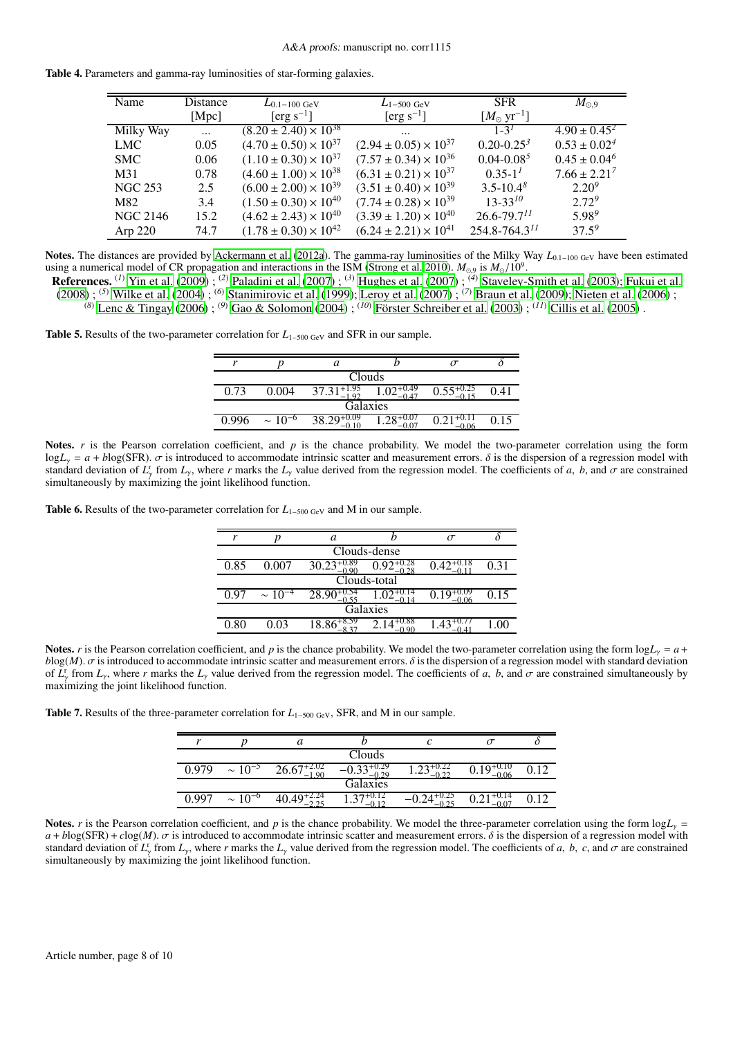**Table 4.** Parameters and gamma-ray luminosities of star-forming galaxies.

| Name | Distance [Mpc] | $L_{0.1-100\ \mathrm{GeV}}$ [erg s$^{-1}$] | $L_{1-500\ \mathrm{GeV}}$ [erg s$^{-1}$] | SFR [$M_\odot$ yr$^{-1}$] | $M_{\odot,9}$ |
|---|---|---|---|---|---|
| Milky Way | ... | $(8.20 \pm 2.40) \times 10^{38}$ | ... | 1-3[1] | $4.90 \pm 0.45$[2] |
| LMC | 0.05 | $(4.70 \pm 0.50) \times 10^{37}$ | $(2.94 \pm 0.05) \times 10^{37}$ | 0.20-0.25[3] | $0.53 \pm 0.02$[4] |
| SMC | 0.06 | $(1.10 \pm 0.30) \times 10^{37}$ | $(7.57 \pm 0.34) \times 10^{36}$ | 0.04-0.08[5] | $0.45 \pm 0.04$[6] |
| M31 | 0.78 | $(4.60 \pm 1.00) \times 10^{38}$ | $(6.31 \pm 0.21) \times 10^{37}$ | 0.35-1[1] | $7.66 \pm 2.21$[7] |
| NGC 253 | 2.5 | $(6.00 \pm 2.00) \times 10^{39}$ | $(3.51 \pm 0.40) \times 10^{39}$ | 3.5-10.4[8] | 2.20[9] |
| M82 | 3.4 | $(1.50 \pm 0.30) \times 10^{40}$ | $(7.74 \pm 0.28) \times 10^{39}$ | 13-33[10] | 2.72[9] |
| NGC 2146 | 15.2 | $(4.62 \pm 2.43) \times 10^{40}$ | $(3.39 \pm 1.20) \times 10^{40}$ | 26.6-79.7[11] | 5.98[9] |
| Arp 220 | 74.7 | $(1.78 \pm 0.30) \times 10^{42}$ | $(6.24 \pm 2.21) \times 10^{41}$ | 254.8-764.3[11] | 37.5[9] |

**Notes.** The distances are provided by Ackermann et al. (2012a). The gamma-ray luminosities of the Milky Way $L_{0.1-100\ \mathrm{GeV}}$ have been estimated using a numerical model of CR propagation and interactions in the ISM (Strong et al. 2010). $M_{\odot,9}$ is $M_\odot/10^9$.

**References.** [1] Yin et al. (2009) ; [2] Paladini et al. (2007) ; [3] Hughes et al. (2007) ; [4] Staveley-Smith et al. (2003); Fukui et al. (2008) ; [5] Wilke et al. (2004) ; [6] Stanimirovic et al. (1999); Leroy et al. (2007) ; [7] Braun et al. (2009); Nieten et al. (2006) ; [8] Lenc & Tingay (2006) ; [9] Gao & Solomon (2004) ; [10] Förster Schreiber et al. (2003) ; [11] Cillis et al. (2005) .

**Table 5.** Results of the two-parameter correlation for $L_{1-500\ \mathrm{GeV}}$ and SFR in our sample.

| $r$ | $p$ | $a$ | $b$ | $\sigma$ | $\delta$ |
|---|---|---|---|---|---|
| Clouds | | | | | |
| 0.73 | 0.004 | $37.31^{+1.95}_{-1.92}$ | $1.02^{+0.49}_{-0.47}$ | $0.55^{+0.25}_{-0.15}$ | 0.41 |
| Galaxies | | | | | |
| 0.996 | $\sim 10^{-6}$ | $38.29^{+0.09}_{-0.10}$ | $1.28^{+0.07}_{-0.07}$ | $0.21^{+0.11}_{-0.06}$ | 0.15 |

**Notes.** $r$ is the Pearson correlation coefficient, and $p$ is the chance probability. We model the two-parameter correlation using the form $\log L_\gamma = a + b\log(\mathrm{SFR})$. $\sigma$ is introduced to accommodate intrinsic scatter and measurement errors. $\delta$ is the dispersion of a regression model with standard deviation of $L_\gamma^r$ from $L_\gamma$, where $r$ marks the $L_\gamma$ value derived from the regression model. The coefficients of $a$, $b$, and $\sigma$ are constrained simultaneously by maximizing the joint likelihood function.

**Table 6.** Results of the two-parameter correlation for $L_{1-500\ \mathrm{GeV}}$ and M in our sample.

| $r$ | $p$ | $a$ | $b$ | $\sigma$ | $\delta$ |
|---|---|---|---|---|---|
| Clouds-dense | | | | | |
| 0.85 | 0.007 | $30.23^{+0.89}_{-0.90}$ | $0.92^{+0.28}_{-0.28}$ | $0.42^{+0.18}_{-0.11}$ | 0.31 |
| Clouds-total | | | | | |
| 0.97 | $\sim 10^{-4}$ | $28.90^{+0.54}_{-0.55}$ | $1.02^{+0.14}_{-0.14}$ | $0.19^{+0.09}_{-0.06}$ | 0.15 |
| Galaxies | | | | | |
| 0.80 | 0.03 | $18.86^{+8.59}_{-8.37}$ | $2.14^{+0.88}_{-0.90}$ | $1.43^{+0.77}_{-0.41}$ | 1.00 |

**Notes.** $r$ is the Pearson correlation coefficient, and $p$ is the chance probability. We model the two-parameter correlation using the form $\log L_\gamma = a + b\log(M)$. $\sigma$ is introduced to accommodate intrinsic scatter and measurement errors. $\delta$ is the dispersion of a regression model with standard deviation of $L_\gamma^r$ from $L_\gamma$, where $r$ marks the $L_\gamma$ value derived from the regression model. The coefficients of $a$, $b$, and $\sigma$ are constrained simultaneously by maximizing the joint likelihood function.

**Table 7.** Results of the three-parameter correlation for $L_{1-500\ \mathrm{GeV}}$, SFR, and M in our sample.

| $r$ | $p$ | $a$ | $b$ | $c$ | $\sigma$ | $\delta$ |
|---|---|---|---|---|---|---|
| Clouds | | | | | | |
| 0.979 | $\sim 10^{-5}$ | $26.67^{+2.02}_{-1.90}$ | $-0.33^{+0.29}_{-0.29}$ | $1.23^{+0.22}_{-0.22}$ | $0.19^{+0.10}_{-0.06}$ | 0.12 |
| Galaxies | | | | | | |
| 0.997 | $\sim 10^{-6}$ | $40.49^{+2.24}_{-2.25}$ | $1.37^{+0.12}_{-0.12}$ | $-0.24^{+0.25}_{-0.25}$ | $0.21^{+0.14}_{-0.07}$ | 0.12 |

**Notes.** $r$ is the Pearson correlation coefficient, and $p$ is the chance probability. We model the three-parameter correlation using the form $\log L_\gamma = a + b\log(\mathrm{SFR}) + c\log(M)$. $\sigma$ is introduced to accommodate intrinsic scatter and measurement errors. $\delta$ is the dispersion of a regression model with standard deviation of $L_\gamma^r$ from $L_\gamma$, where $r$ marks the $L_\gamma$ value derived from the regression model. The coefficients of $a$, $b$, $c$, and $\sigma$ are constrained simultaneously by maximizing the joint likelihood function.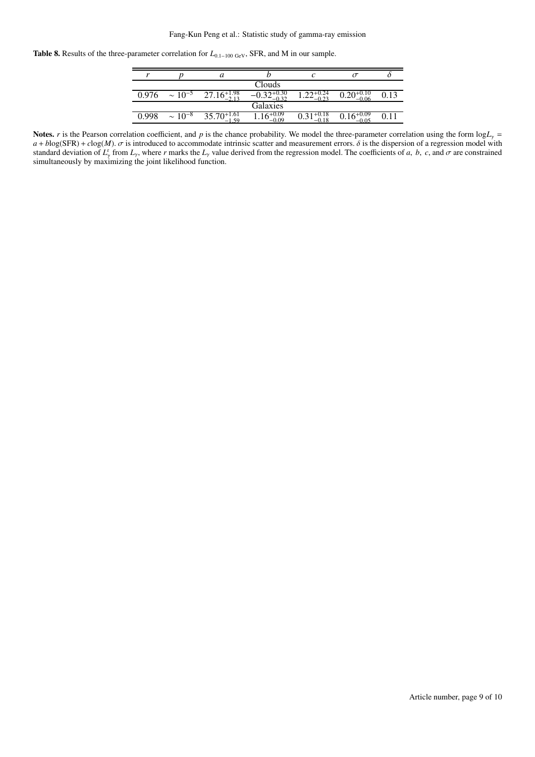**Table 8.** Results of the three-parameter correlation for $L_{0.1-100\ \mathrm{GeV}}$, SFR, and M in our sample.

| $r$ | $p$ | $a$ | $b$ | $c$ | $\sigma$ | $\delta$ |
|---|---|---|---|---|---|---|
| | | | Clouds | | | |
| 0.976 | $\sim 10^{-5}$ | $27.16^{+1.98}_{-2.13}$ | $-0.32^{+0.30}_{-0.32}$ | $1.22^{+0.24}_{-0.23}$ | $0.20^{+0.10}_{-0.06}$ | 0.13 |
| | | | Galaxies | | | |
| 0.998 | $\sim 10^{-8}$ | $35.70^{+1.61}_{-1.59}$ | $1.16^{+0.09}_{-0.09}$ | $0.31^{+0.18}_{-0.18}$ | $0.16^{+0.09}_{-0.05}$ | 0.11 |

**Notes.** $r$ is the Pearson correlation coefficient, and $p$ is the chance probability. We model the three-parameter correlation using the form $\log L_{\gamma} = a + b\log(\mathrm{SFR}) + c\log(M)$. $\sigma$ is introduced to accommodate intrinsic scatter and measurement errors. $\delta$ is the dispersion of a regression model with standard deviation of $L_{\gamma}^{r}$ from $L_{\gamma}$, where $r$ marks the $L_{\gamma}$ value derived from the regression model. The coefficients of $a$, $b$, $c$, and $\sigma$ are constrained simultaneously by maximizing the joint likelihood function.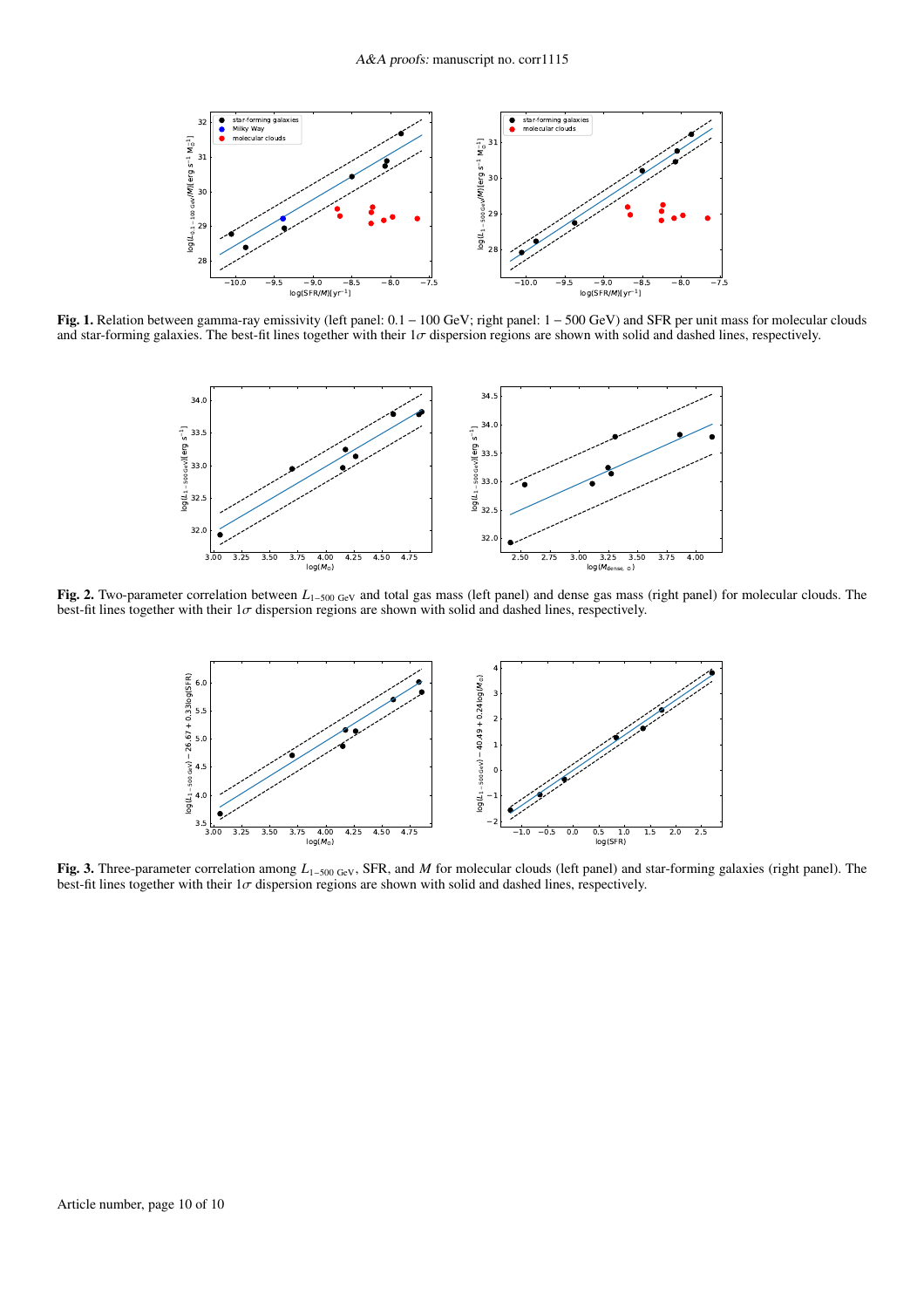star-forming galaxies
Milky Way
molecular clouds

$\log(L_{0.1-100\,\mathrm{GeV}}/M)$[erg s$^{-1}$ M$_\odot^{-1}$]

32
31
30
29
28

−10.0 −9.5 −9.0 −8.5 −8.0 −7.5

log(SFR/M)[yr$^{-1}$]

star-forming galaxies
molecular clouds

$\log(L_{1-500\,\mathrm{GeV}}/M)$[erg s$^{-1}$ M$_\odot^{-1}$]

31
30
29
28

−10.0 −9.5 −9.0 −8.5 −8.0 −7.5

log(SFR/M)[yr$^{-1}$]

**Fig. 1.** Relation between gamma-ray emissivity (left panel: 0.1 – 100 GeV; right panel: 1 – 500 GeV) and SFR per unit mass for molecular clouds and star-forming galaxies. The best-fit lines together with their 1$\sigma$ dispersion regions are shown with solid and dashed lines, respectively.

$\log(L_{1-500\,\mathrm{GeV}})$[erg s$^{-1}$]

34.0
33.5
33.0
32.5
32.0

3.00 3.25 3.50 3.75 4.00 4.25 4.50 4.75

$\log(M_\odot)$

$\log(L_{1-500\,\mathrm{GeV}})$[erg s$^{-1}$]

34.5
34.0
33.5
33.0
32.5
32.0

2.50 2.75 3.00 3.25 3.50 3.75 4.00

$\log(M_{\mathrm{dense},\odot})$

**Fig. 2.** Two-parameter correlation between $L_{1-500\,\mathrm{GeV}}$ and total gas mass (left panel) and dense gas mass (right panel) for molecular clouds. The best-fit lines together with their 1$\sigma$ dispersion regions are shown with solid and dashed lines, respectively.

$\log(L_{1-500\,\mathrm{GeV}}) - 26.67 + 0.33\log(\mathrm{SFR})$

6.0
5.5
5.0
4.5
4.0
3.5

3.00 3.25 3.50 3.75 4.00 4.25 4.50 4.75

$\log(M_\odot)$

$\log(L_{1-500\,\mathrm{GeV}}) - 40.49 + 0.24\log(M_\odot)$

4
3
2
1
0
−1
−2

−1.0 −0.5 0.0 0.5 1.0 1.5 2.0 2.5

log(SFR)

**Fig. 3.** Three-parameter correlation among $L_{1-500\,\mathrm{GeV}}$, SFR, and $M$ for molecular clouds (left panel) and star-forming galaxies (right panel). The best-fit lines together with their 1$\sigma$ dispersion regions are shown with solid and dashed lines, respectively.